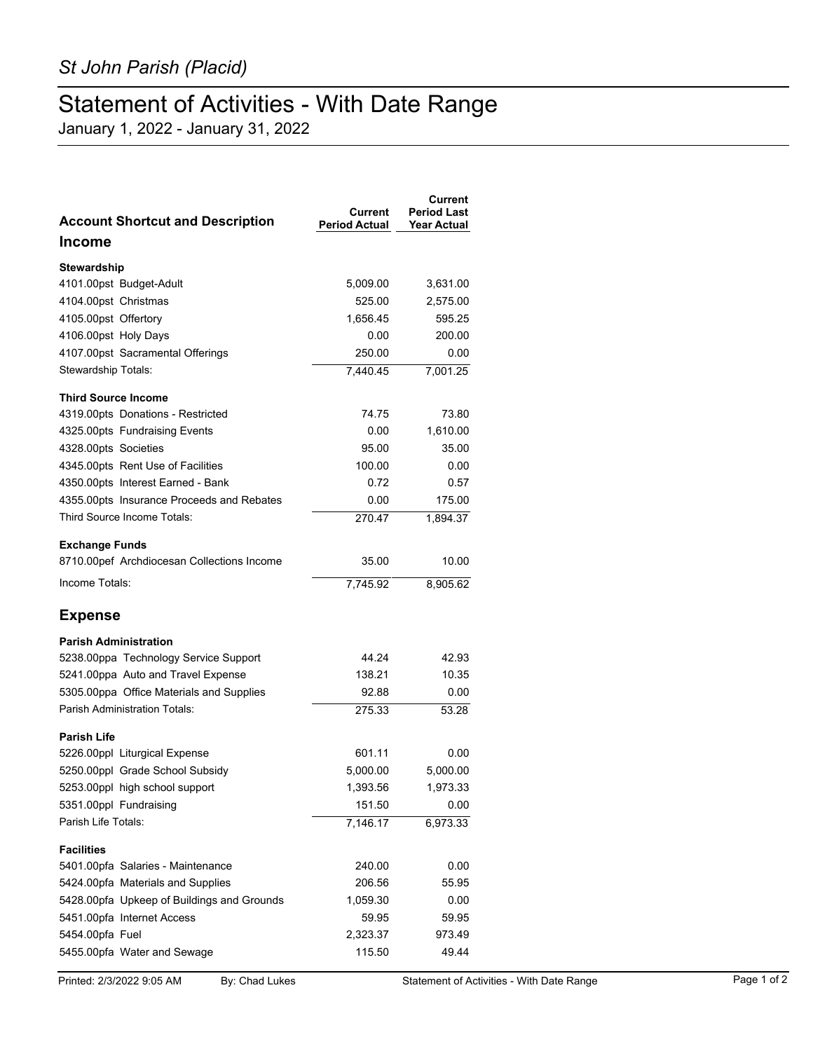*St John Parish (Placid)*

# Statement of Activities - With Date Range

January 1, 2022 - January 31, 2022

| Account Shortcut and Description | Current Period Actual | Current Period Last Year Actual |
|---|---|---|
| **Income** | | |
| **Stewardship** | | |
| 4101.00pst Budget-Adult | 5,009.00 | 3,631.00 |
| 4104.00pst Christmas | 525.00 | 2,575.00 |
| 4105.00pst Offertory | 1,656.45 | 595.25 |
| 4106.00pst Holy Days | 0.00 | 200.00 |
| 4107.00pst Sacramental Offerings | 250.00 | 0.00 |
| Stewardship Totals: | 7,440.45 | 7,001.25 |
| **Third Source Income** | | |
| 4319.00pts Donations - Restricted | 74.75 | 73.80 |
| 4325.00pts Fundraising Events | 0.00 | 1,610.00 |
| 4328.00pts Societies | 95.00 | 35.00 |
| 4345.00pts Rent Use of Facilities | 100.00 | 0.00 |
| 4350.00pts Interest Earned - Bank | 0.72 | 0.57 |
| 4355.00pts Insurance Proceeds and Rebates | 0.00 | 175.00 |
| Third Source Income Totals: | 270.47 | 1,894.37 |
| **Exchange Funds** | | |
| 8710.00pef Archdiocesan Collections Income | 35.00 | 10.00 |
| Income Totals: | 7,745.92 | 8,905.62 |
| **Expense** | | |
| **Parish Administration** | | |
| 5238.00ppa Technology Service Support | 44.24 | 42.93 |
| 5241.00ppa Auto and Travel Expense | 138.21 | 10.35 |
| 5305.00ppa Office Materials and Supplies | 92.88 | 0.00 |
| Parish Administration Totals: | 275.33 | 53.28 |
| **Parish Life** | | |
| 5226.00ppl Liturgical Expense | 601.11 | 0.00 |
| 5250.00ppl Grade School Subsidy | 5,000.00 | 5,000.00 |
| 5253.00ppl high school support | 1,393.56 | 1,973.33 |
| 5351.00ppl Fundraising | 151.50 | 0.00 |
| Parish Life Totals: | 7,146.17 | 6,973.33 |
| **Facilities** | | |
| 5401.00pfa Salaries - Maintenance | 240.00 | 0.00 |
| 5424.00pfa Materials and Supplies | 206.56 | 55.95 |
| 5428.00pfa Upkeep of Buildings and Grounds | 1,059.30 | 0.00 |
| 5451.00pfa Internet Access | 59.95 | 59.95 |
| 5454.00pfa Fuel | 2,323.37 | 973.49 |
| 5455.00pfa Water and Sewage | 115.50 | 49.44 |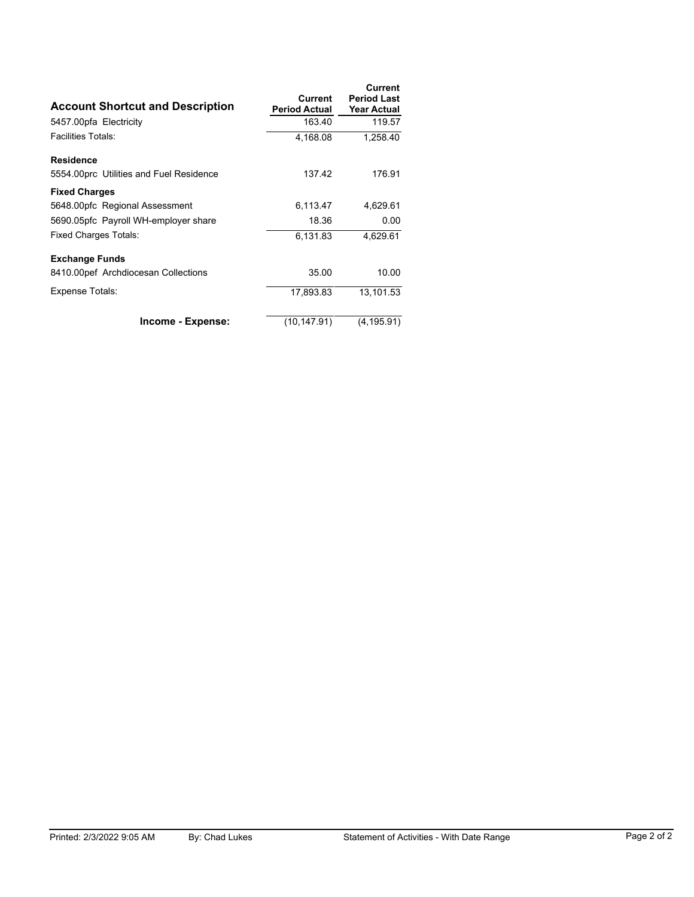| Account Shortcut and Description | Current Period Actual | Current Period Last Year Actual |
|---|---|---|
| 5457.00pfa Electricity | 163.40 | 119.57 |
| Facilities Totals: | 4,168.08 | 1,258.40 |
| **Residence** | | |
| 5554.00prc Utilities and Fuel Residence | 137.42 | 176.91 |
| **Fixed Charges** | | |
| 5648.00pfc Regional Assessment | 6,113.47 | 4,629.61 |
| 5690.05pfc Payroll WH-employer share | 18.36 | 0.00 |
| Fixed Charges Totals: | 6,131.83 | 4,629.61 |
| **Exchange Funds** | | |
| 8410.00pef Archdiocesan Collections | 35.00 | 10.00 |
| Expense Totals: | 17,893.83 | 13,101.53 |
| **Income - Expense:** | (10,147.91) | (4,195.91) |

Printed: 2/3/2022 9:05 AM By: Chad Lukes Statement of Activities - With Date Range